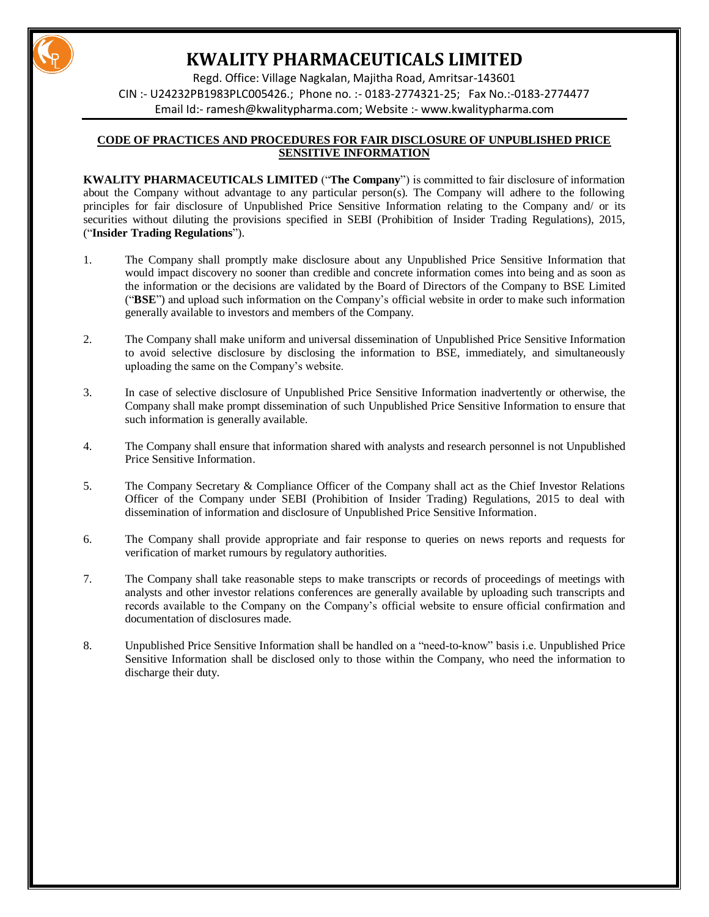# KWALITY PHARMACEUTICALS LIMITED

Regd. Office: Village Nagkalan, Majitha Road, Amritsar-143601

CIN :- U24232PB1983PLC005426.; Phone no. :- 0183-2774321-25; Fax No.:-0183-2774477

Email Id:- ramesh@kwalitypharma.com; Website :- www.kwalitypharma.com

## CODE OF PRACTICES AND PROCEDURES FOR FAIR DISCLOSURE OF UNPUBLISHED PRICE SENSITIVE INFORMATION

**KWALITY PHARMACEUTICALS LIMITED** ("**The Company**") is committed to fair disclosure of information about the Company without advantage to any particular person(s). The Company will adhere to the following principles for fair disclosure of Unpublished Price Sensitive Information relating to the Company and/ or its securities without diluting the provisions specified in SEBI (Prohibition of Insider Trading Regulations), 2015, ("**Insider Trading Regulations**").

1. The Company shall promptly make disclosure about any Unpublished Price Sensitive Information that would impact discovery no sooner than credible and concrete information comes into being and as soon as the information or the decisions are validated by the Board of Directors of the Company to BSE Limited ("**BSE**") and upload such information on the Company's official website in order to make such information generally available to investors and members of the Company.

2. The Company shall make uniform and universal dissemination of Unpublished Price Sensitive Information to avoid selective disclosure by disclosing the information to BSE, immediately, and simultaneously uploading the same on the Company's website.

3. In case of selective disclosure of Unpublished Price Sensitive Information inadvertently or otherwise, the Company shall make prompt dissemination of such Unpublished Price Sensitive Information to ensure that such information is generally available.

4. The Company shall ensure that information shared with analysts and research personnel is not Unpublished Price Sensitive Information.

5. The Company Secretary & Compliance Officer of the Company shall act as the Chief Investor Relations Officer of the Company under SEBI (Prohibition of Insider Trading) Regulations, 2015 to deal with dissemination of information and disclosure of Unpublished Price Sensitive Information.

6. The Company shall provide appropriate and fair response to queries on news reports and requests for verification of market rumours by regulatory authorities.

7. The Company shall take reasonable steps to make transcripts or records of proceedings of meetings with analysts and other investor relations conferences are generally available by uploading such transcripts and records available to the Company on the Company's official website to ensure official confirmation and documentation of disclosures made.

8. Unpublished Price Sensitive Information shall be handled on a "need-to-know" basis i.e. Unpublished Price Sensitive Information shall be disclosed only to those within the Company, who need the information to discharge their duty.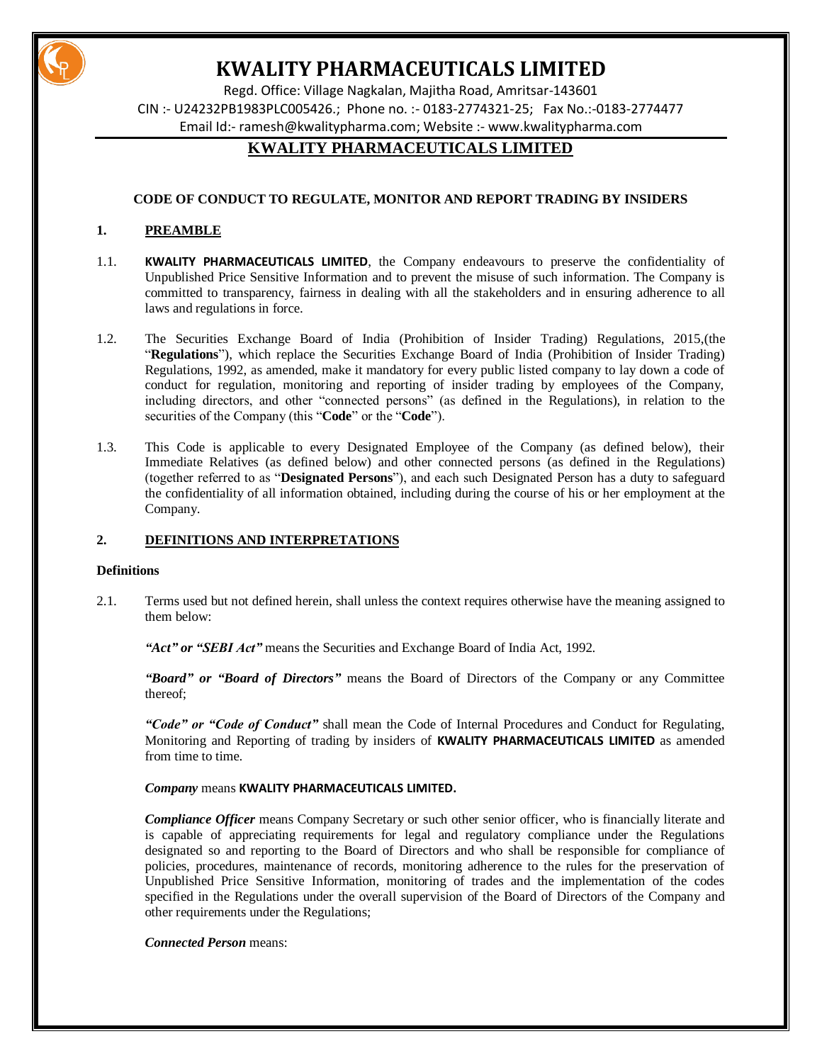## KWALITY PHARMACEUTICALS LIMITED

Regd. Office: Village Nagkalan, Majitha Road, Amritsar-143601
CIN :- U24232PB1983PLC005426.; Phone no. :- 0183-2774321-25; Fax No.:-0183-2774477
Email Id:- ramesh@kwalitypharma.com; Website :- www.kwalitypharma.com

## KWALITY PHARMACEUTICALS LIMITED

### CODE OF CONDUCT TO REGULATE, MONITOR AND REPORT TRADING BY INSIDERS

### 1. PREAMBLE

1.1. **KWALITY PHARMACEUTICALS LIMITED**, the Company endeavours to preserve the confidentiality of Unpublished Price Sensitive Information and to prevent the misuse of such information. The Company is committed to transparency, fairness in dealing with all the stakeholders and in ensuring adherence to all laws and regulations in force.

1.2. The Securities Exchange Board of India (Prohibition of Insider Trading) Regulations, 2015,(the "**Regulations**"), which replace the Securities Exchange Board of India (Prohibition of Insider Trading) Regulations, 1992, as amended, make it mandatory for every public listed company to lay down a code of conduct for regulation, monitoring and reporting of insider trading by employees of the Company, including directors, and other "connected persons" (as defined in the Regulations), in relation to the securities of the Company (this "**Code**" or the "**Code**").

1.3. This Code is applicable to every Designated Employee of the Company (as defined below), their Immediate Relatives (as defined below) and other connected persons (as defined in the Regulations) (together referred to as "**Designated Persons**"), and each such Designated Person has a duty to safeguard the confidentiality of all information obtained, including during the course of his or her employment at the Company.

### 2. DEFINITIONS AND INTERPRETATIONS

**Definitions**

2.1. Terms used but not defined herein, shall unless the context requires otherwise have the meaning assigned to them below:

***"Act" or "SEBI Act"*** means the Securities and Exchange Board of India Act, 1992.

***"Board" or "Board of Directors"*** means the Board of Directors of the Company or any Committee thereof;

***"Code" or "Code of Conduct"*** shall mean the Code of Internal Procedures and Conduct for Regulating, Monitoring and Reporting of trading by insiders of **KWALITY PHARMACEUTICALS LIMITED** as amended from time to time.

***Company*** means **KWALITY PHARMACEUTICALS LIMITED.**

***Compliance Officer*** means Company Secretary or such other senior officer, who is financially literate and is capable of appreciating requirements for legal and regulatory compliance under the Regulations designated so and reporting to the Board of Directors and who shall be responsible for compliance of policies, procedures, maintenance of records, monitoring adherence to the rules for the preservation of Unpublished Price Sensitive Information, monitoring of trades and the implementation of the codes specified in the Regulations under the overall supervision of the Board of Directors of the Company and other requirements under the Regulations;

***Connected Person*** means: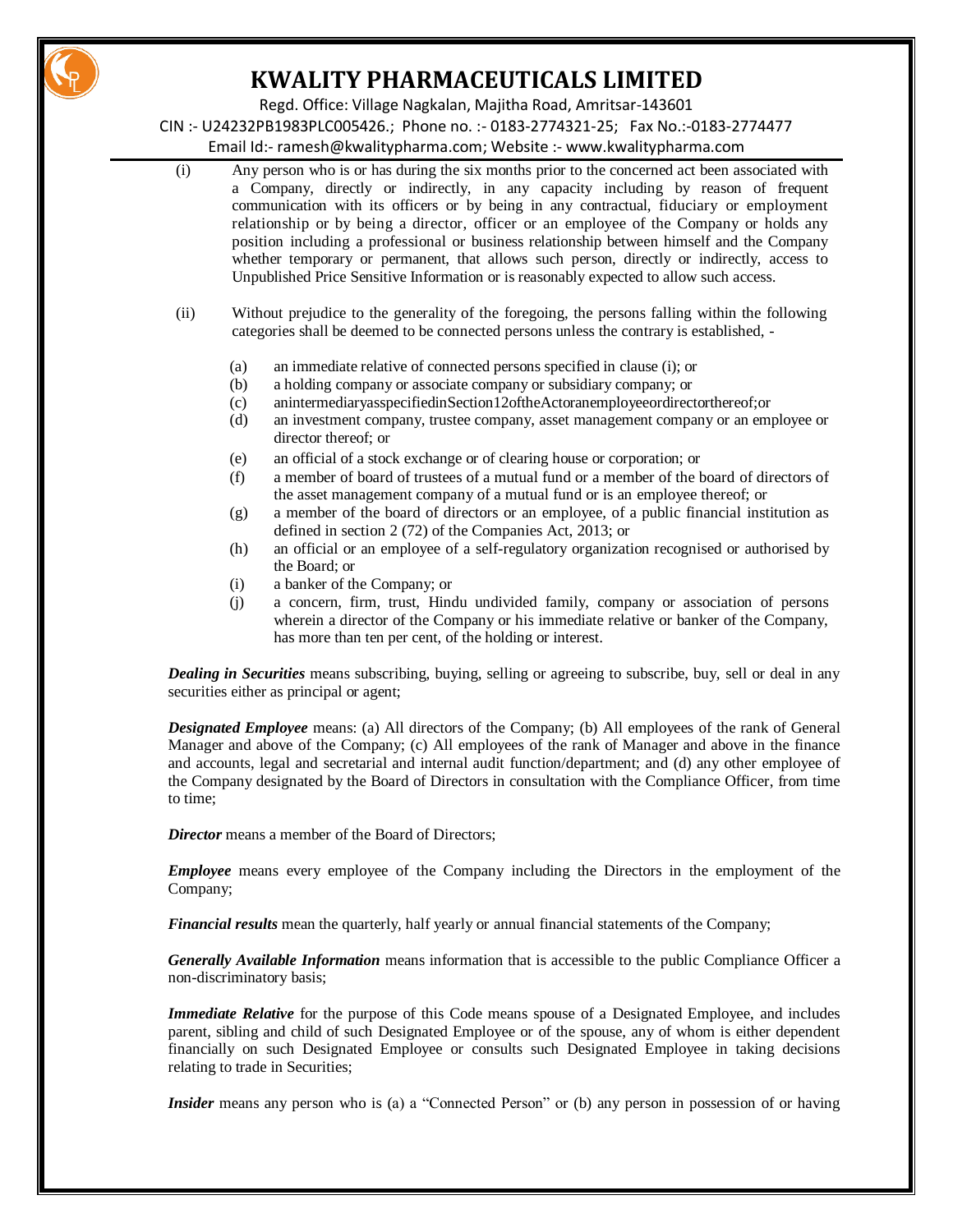(i) Any person who is or has during the six months prior to the concerned act been associated with a Company, directly or indirectly, in any capacity including by reason of frequent communication with its officers or by being in any contractual, fiduciary or employment relationship or by being a director, officer or an employee of the Company or holds any position including a professional or business relationship between himself and the Company whether temporary or permanent, that allows such person, directly or indirectly, access to Unpublished Price Sensitive Information or is reasonably expected to allow such access.

(ii) Without prejudice to the generality of the foregoing, the persons falling within the following categories shall be deemed to be connected persons unless the contrary is established, -

- (a) an immediate relative of connected persons specified in clause (i); or
- (b) a holding company or associate company or subsidiary company; or
- (c) anintermediaryasspecifiedinSection12oftheActoranemployeeordirectorthereof;or
- (d) an investment company, trustee company, asset management company or an employee or director thereof; or
- (e) an official of a stock exchange or of clearing house or corporation; or
- (f) a member of board of trustees of a mutual fund or a member of the board of directors of the asset management company of a mutual fund or is an employee thereof; or
- (g) a member of the board of directors or an employee, of a public financial institution as defined in section 2 (72) of the Companies Act, 2013; or
- (h) an official or an employee of a self-regulatory organization recognised or authorised by the Board; or
- (i) a banker of the Company; or
- (j) a concern, firm, trust, Hindu undivided family, company or association of persons wherein a director of the Company or his immediate relative or banker of the Company, has more than ten per cent, of the holding or interest.

***Dealing in Securities*** means subscribing, buying, selling or agreeing to subscribe, buy, sell or deal in any securities either as principal or agent;

***Designated Employee*** means: (a) All directors of the Company; (b) All employees of the rank of General Manager and above of the Company; (c) All employees of the rank of Manager and above in the finance and accounts, legal and secretarial and internal audit function/department; and (d) any other employee of the Company designated by the Board of Directors in consultation with the Compliance Officer, from time to time;

***Director*** means a member of the Board of Directors;

***Employee*** means every employee of the Company including the Directors in the employment of the Company;

***Financial results*** mean the quarterly, half yearly or annual financial statements of the Company;

***Generally Available Information*** means information that is accessible to the public Compliance Officer a non-discriminatory basis;

***Immediate Relative*** for the purpose of this Code means spouse of a Designated Employee, and includes parent, sibling and child of such Designated Employee or of the spouse, any of whom is either dependent financially on such Designated Employee or consults such Designated Employee in taking decisions relating to trade in Securities;

***Insider*** means any person who is (a) a "Connected Person" or (b) any person in possession of or having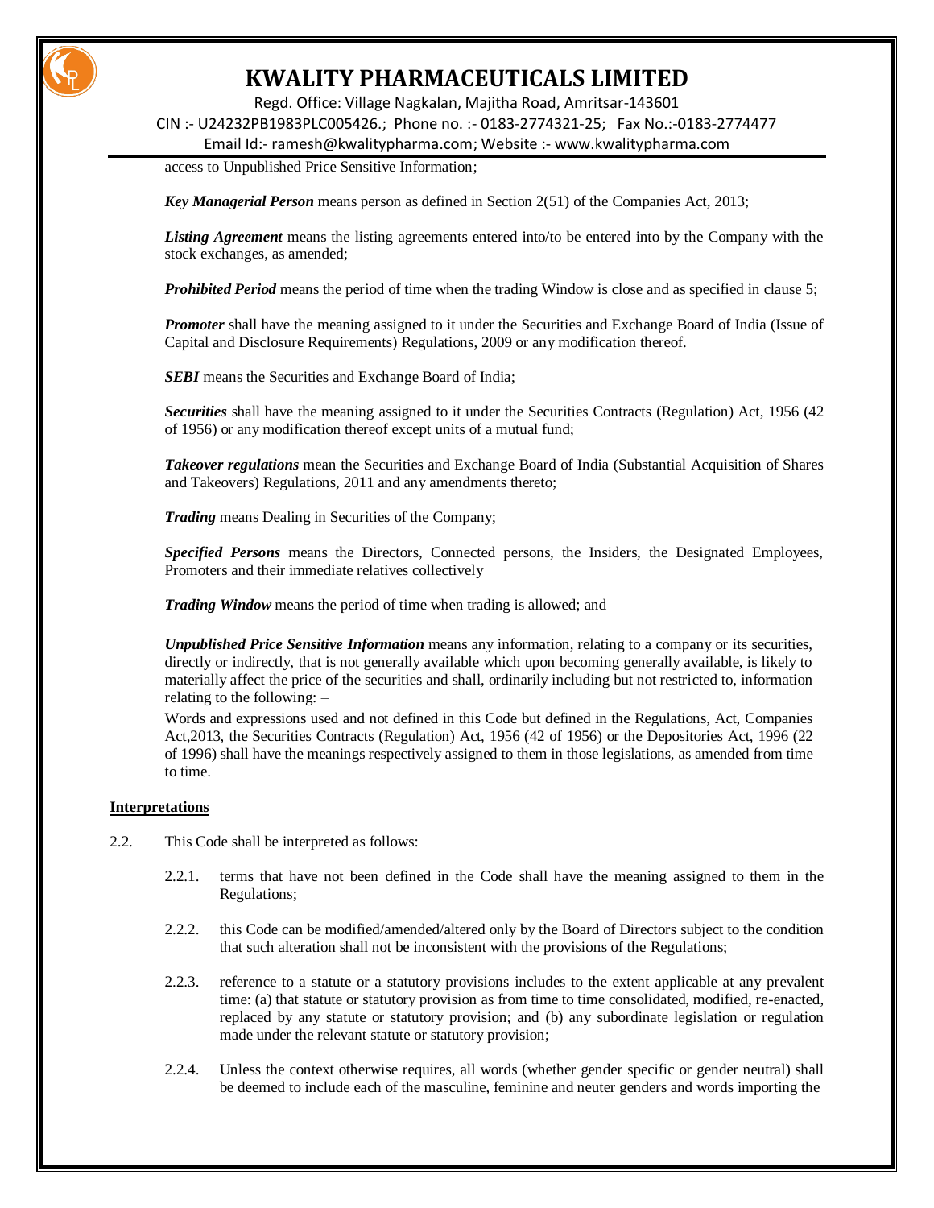access to Unpublished Price Sensitive Information;

***Key Managerial Person*** means person as defined in Section 2(51) of the Companies Act, 2013;

***Listing Agreement*** means the listing agreements entered into/to be entered into by the Company with the stock exchanges, as amended;

***Prohibited Period*** means the period of time when the trading Window is close and as specified in clause 5;

***Promoter*** shall have the meaning assigned to it under the Securities and Exchange Board of India (Issue of Capital and Disclosure Requirements) Regulations, 2009 or any modification thereof.

***SEBI*** means the Securities and Exchange Board of India;

***Securities*** shall have the meaning assigned to it under the Securities Contracts (Regulation) Act, 1956 (42 of 1956) or any modification thereof except units of a mutual fund;

***Takeover regulations*** mean the Securities and Exchange Board of India (Substantial Acquisition of Shares and Takeovers) Regulations, 2011 and any amendments thereto;

***Trading*** means Dealing in Securities of the Company;

***Specified Persons*** means the Directors, Connected persons, the Insiders, the Designated Employees, Promoters and their immediate relatives collectively

***Trading Window*** means the period of time when trading is allowed; and

***Unpublished Price Sensitive Information*** means any information, relating to a company or its securities, directly or indirectly, that is not generally available which upon becoming generally available, is likely to materially affect the price of the securities and shall, ordinarily including but not restricted to, information relating to the following: –

Words and expressions used and not defined in this Code but defined in the Regulations, Act, Companies Act,2013, the Securities Contracts (Regulation) Act, 1956 (42 of 1956) or the Depositories Act, 1996 (22 of 1996) shall have the meanings respectively assigned to them in those legislations, as amended from time to time.

**<u>Interpretations</u>**

2.2. This Code shall be interpreted as follows:

2.2.1. terms that have not been defined in the Code shall have the meaning assigned to them in the Regulations;

2.2.2. this Code can be modified/amended/altered only by the Board of Directors subject to the condition that such alteration shall not be inconsistent with the provisions of the Regulations;

2.2.3. reference to a statute or a statutory provisions includes to the extent applicable at any prevalent time: (a) that statute or statutory provision as from time to time consolidated, modified, re-enacted, replaced by any statute or statutory provision; and (b) any subordinate legislation or regulation made under the relevant statute or statutory provision;

2.2.4. Unless the context otherwise requires, all words (whether gender specific or gender neutral) shall be deemed to include each of the masculine, feminine and neuter genders and words importing the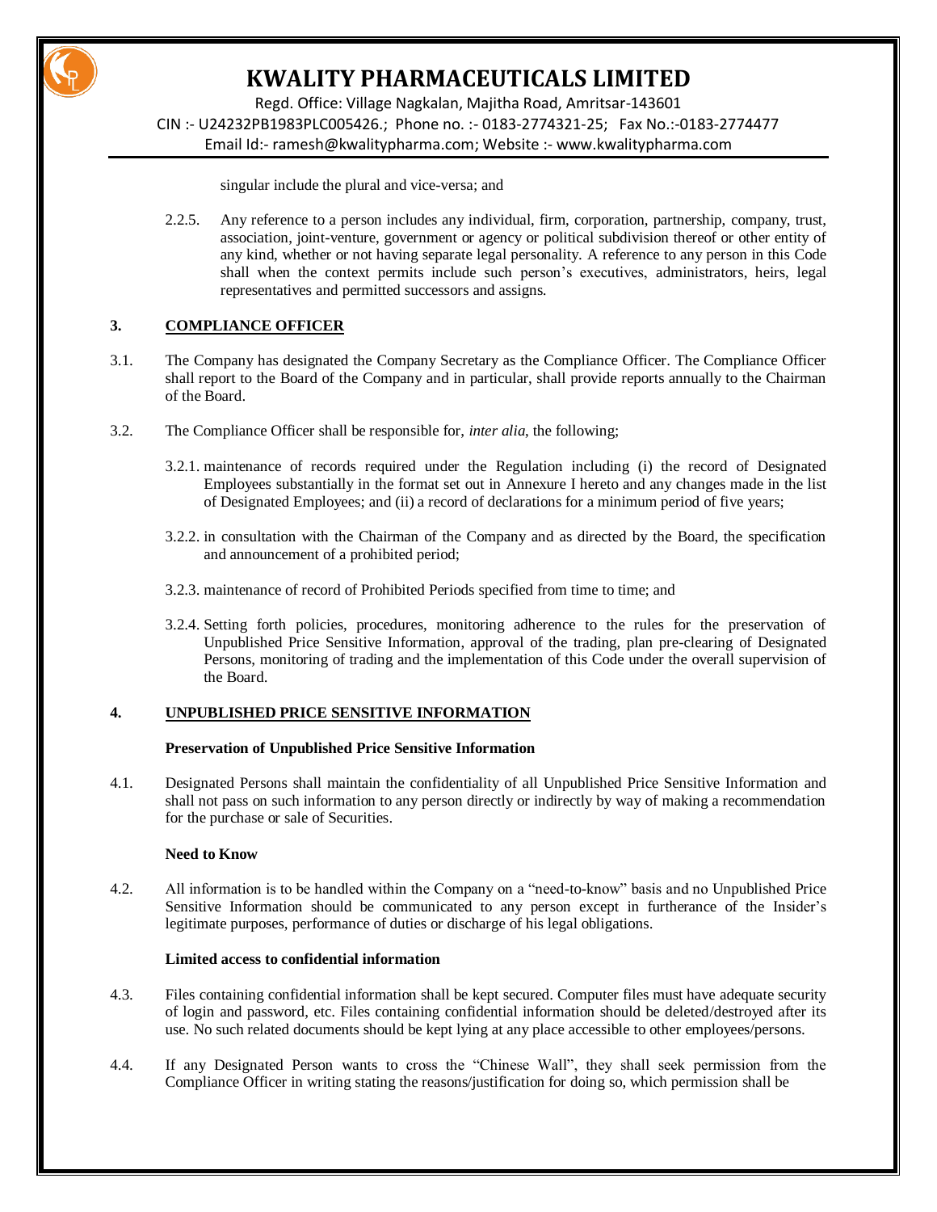singular include the plural and vice-versa; and

2.2.5. Any reference to a person includes any individual, firm, corporation, partnership, company, trust, association, joint-venture, government or agency or political subdivision thereof or other entity of any kind, whether or not having separate legal personality. A reference to any person in this Code shall when the context permits include such person's executives, administrators, heirs, legal representatives and permitted successors and assigns.

## 3. COMPLIANCE OFFICER

3.1. The Company has designated the Company Secretary as the Compliance Officer. The Compliance Officer shall report to the Board of the Company and in particular, shall provide reports annually to the Chairman of the Board.

3.2. The Compliance Officer shall be responsible for, *inter alia*, the following;

3.2.1. maintenance of records required under the Regulation including (i) the record of Designated Employees substantially in the format set out in Annexure I hereto and any changes made in the list of Designated Employees; and (ii) a record of declarations for a minimum period of five years;

3.2.2. in consultation with the Chairman of the Company and as directed by the Board, the specification and announcement of a prohibited period;

3.2.3. maintenance of record of Prohibited Periods specified from time to time; and

3.2.4. Setting forth policies, procedures, monitoring adherence to the rules for the preservation of Unpublished Price Sensitive Information, approval of the trading, plan pre-clearing of Designated Persons, monitoring of trading and the implementation of this Code under the overall supervision of the Board.

## 4. UNPUBLISHED PRICE SENSITIVE INFORMATION

**Preservation of Unpublished Price Sensitive Information**

4.1. Designated Persons shall maintain the confidentiality of all Unpublished Price Sensitive Information and shall not pass on such information to any person directly or indirectly by way of making a recommendation for the purchase or sale of Securities.

**Need to Know**

4.2. All information is to be handled within the Company on a "need-to-know" basis and no Unpublished Price Sensitive Information should be communicated to any person except in furtherance of the Insider's legitimate purposes, performance of duties or discharge of his legal obligations.

**Limited access to confidential information**

4.3. Files containing confidential information shall be kept secured. Computer files must have adequate security of login and password, etc. Files containing confidential information should be deleted/destroyed after its use. No such related documents should be kept lying at any place accessible to other employees/persons.

4.4. If any Designated Person wants to cross the "Chinese Wall", they shall seek permission from the Compliance Officer in writing stating the reasons/justification for doing so, which permission shall be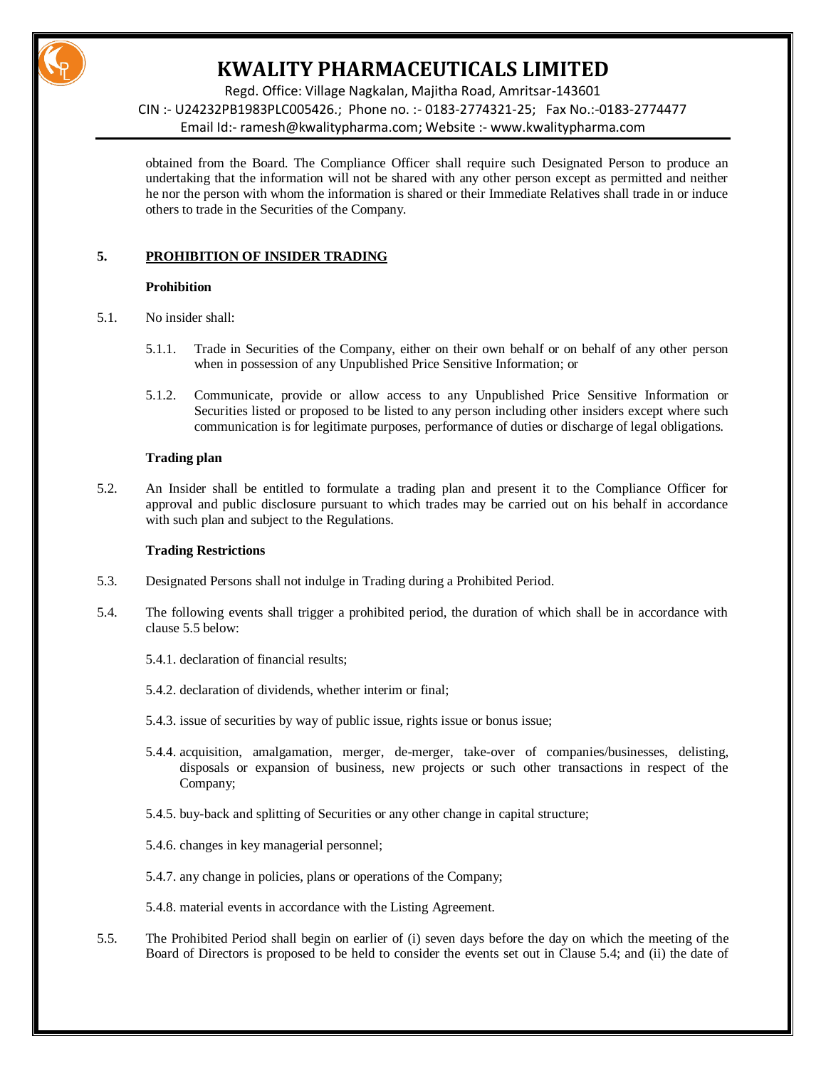obtained from the Board. The Compliance Officer shall require such Designated Person to produce an undertaking that the information will not be shared with any other person except as permitted and neither he nor the person with whom the information is shared or their Immediate Relatives shall trade in or induce others to trade in the Securities of the Company.

## 5. PROHIBITION OF INSIDER TRADING

**Prohibition**

5.1. No insider shall:

5.1.1. Trade in Securities of the Company, either on their own behalf or on behalf of any other person when in possession of any Unpublished Price Sensitive Information; or

5.1.2. Communicate, provide or allow access to any Unpublished Price Sensitive Information or Securities listed or proposed to be listed to any person including other insiders except where such communication is for legitimate purposes, performance of duties or discharge of legal obligations.

**Trading plan**

5.2. An Insider shall be entitled to formulate a trading plan and present it to the Compliance Officer for approval and public disclosure pursuant to which trades may be carried out on his behalf in accordance with such plan and subject to the Regulations.

**Trading Restrictions**

5.3. Designated Persons shall not indulge in Trading during a Prohibited Period.

5.4. The following events shall trigger a prohibited period, the duration of which shall be in accordance with clause 5.5 below:

5.4.1. declaration of financial results;

5.4.2. declaration of dividends, whether interim or final;

5.4.3. issue of securities by way of public issue, rights issue or bonus issue;

5.4.4. acquisition, amalgamation, merger, de-merger, take-over of companies/businesses, delisting, disposals or expansion of business, new projects or such other transactions in respect of the Company;

5.4.5. buy-back and splitting of Securities or any other change in capital structure;

5.4.6. changes in key managerial personnel;

5.4.7. any change in policies, plans or operations of the Company;

5.4.8. material events in accordance with the Listing Agreement.

5.5. The Prohibited Period shall begin on earlier of (i) seven days before the day on which the meeting of the Board of Directors is proposed to be held to consider the events set out in Clause 5.4; and (ii) the date of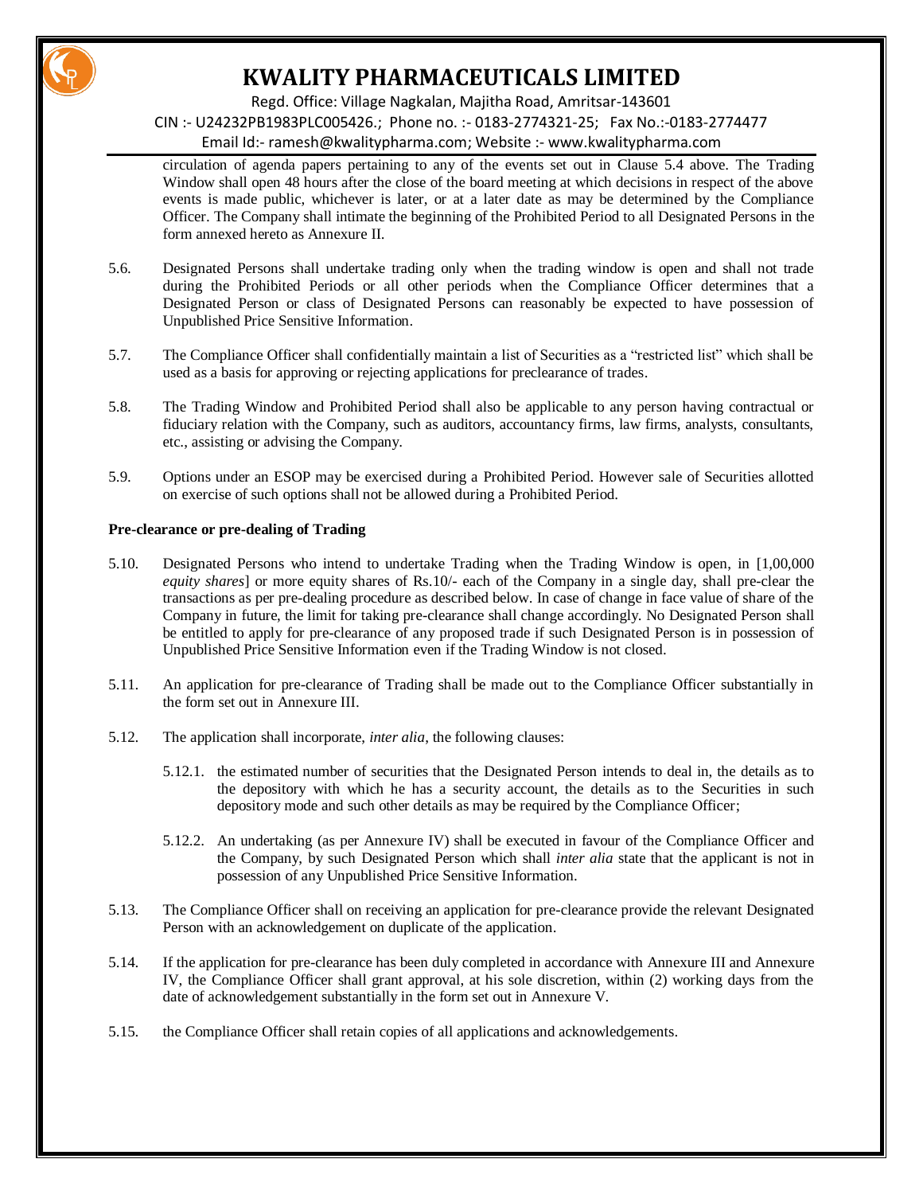circulation of agenda papers pertaining to any of the events set out in Clause 5.4 above. The Trading Window shall open 48 hours after the close of the board meeting at which decisions in respect of the above events is made public, whichever is later, or at a later date as may be determined by the Compliance Officer. The Company shall intimate the beginning of the Prohibited Period to all Designated Persons in the form annexed hereto as Annexure II.

5.6. Designated Persons shall undertake trading only when the trading window is open and shall not trade during the Prohibited Periods or all other periods when the Compliance Officer determines that a Designated Person or class of Designated Persons can reasonably be expected to have possession of Unpublished Price Sensitive Information.

5.7. The Compliance Officer shall confidentially maintain a list of Securities as a "restricted list" which shall be used as a basis for approving or rejecting applications for preclearance of trades.

5.8. The Trading Window and Prohibited Period shall also be applicable to any person having contractual or fiduciary relation with the Company, such as auditors, accountancy firms, law firms, analysts, consultants, etc., assisting or advising the Company.

5.9. Options under an ESOP may be exercised during a Prohibited Period. However sale of Securities allotted on exercise of such options shall not be allowed during a Prohibited Period.

**Pre-clearance or pre-dealing of Trading**

5.10. Designated Persons who intend to undertake Trading when the Trading Window is open, in [1,00,000 *equity shares*] or more equity shares of Rs.10/- each of the Company in a single day, shall pre-clear the transactions as per pre-dealing procedure as described below. In case of change in face value of share of the Company in future, the limit for taking pre-clearance shall change accordingly. No Designated Person shall be entitled to apply for pre-clearance of any proposed trade if such Designated Person is in possession of Unpublished Price Sensitive Information even if the Trading Window is not closed.

5.11. An application for pre-clearance of Trading shall be made out to the Compliance Officer substantially in the form set out in Annexure III.

5.12. The application shall incorporate, *inter alia*, the following clauses:

5.12.1. the estimated number of securities that the Designated Person intends to deal in, the details as to the depository with which he has a security account, the details as to the Securities in such depository mode and such other details as may be required by the Compliance Officer;

5.12.2. An undertaking (as per Annexure IV) shall be executed in favour of the Compliance Officer and the Company, by such Designated Person which shall *inter alia* state that the applicant is not in possession of any Unpublished Price Sensitive Information.

5.13. The Compliance Officer shall on receiving an application for pre-clearance provide the relevant Designated Person with an acknowledgement on duplicate of the application.

5.14. If the application for pre-clearance has been duly completed in accordance with Annexure III and Annexure IV, the Compliance Officer shall grant approval, at his sole discretion, within (2) working days from the date of acknowledgement substantially in the form set out in Annexure V.

5.15. the Compliance Officer shall retain copies of all applications and acknowledgements.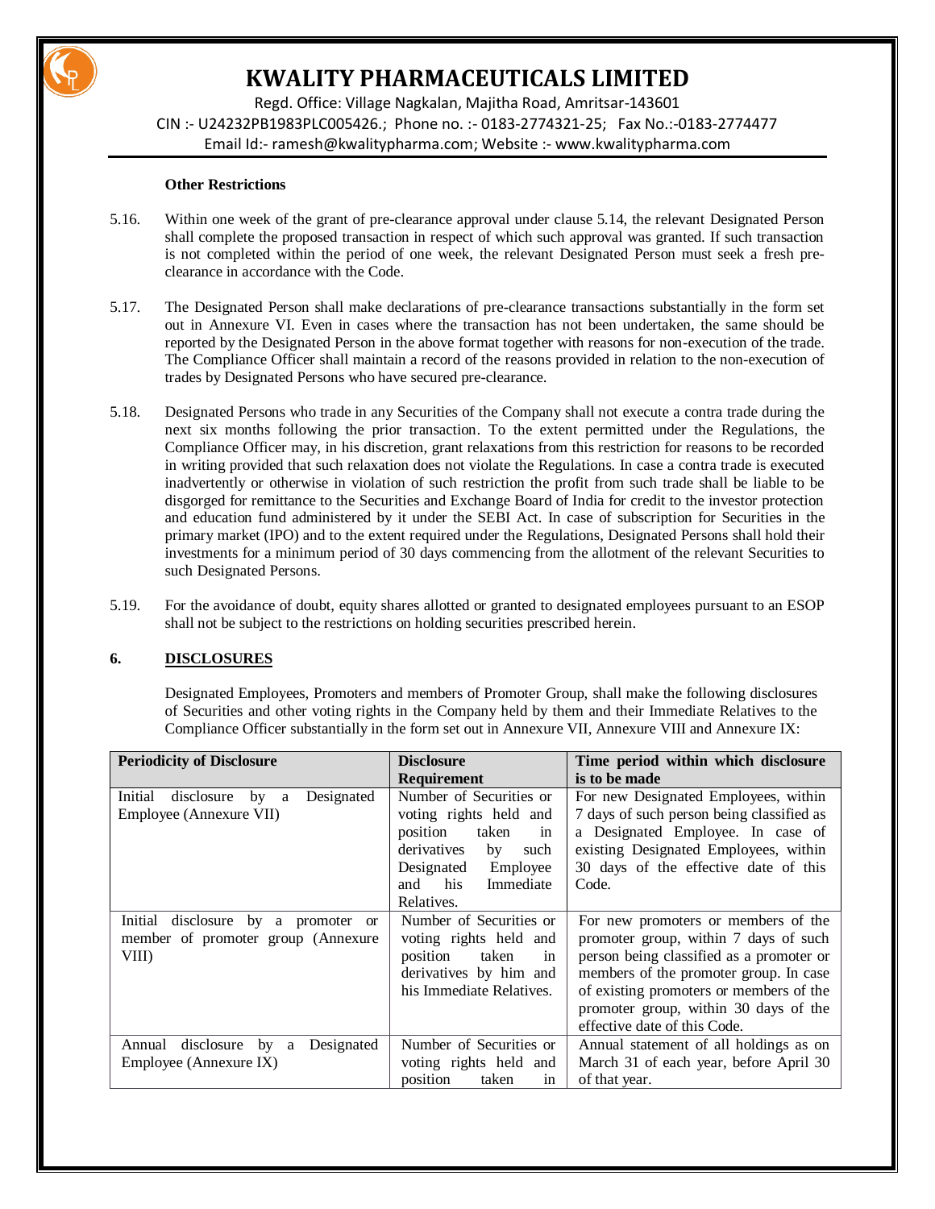**Other Restrictions**

5.16. Within one week of the grant of pre-clearance approval under clause 5.14, the relevant Designated Person shall complete the proposed transaction in respect of which such approval was granted. If such transaction is not completed within the period of one week, the relevant Designated Person must seek a fresh pre-clearance in accordance with the Code.

5.17. The Designated Person shall make declarations of pre-clearance transactions substantially in the form set out in Annexure VI. Even in cases where the transaction has not been undertaken, the same should be reported by the Designated Person in the above format together with reasons for non-execution of the trade. The Compliance Officer shall maintain a record of the reasons provided in relation to the non-execution of trades by Designated Persons who have secured pre-clearance.

5.18. Designated Persons who trade in any Securities of the Company shall not execute a contra trade during the next six months following the prior transaction. To the extent permitted under the Regulations, the Compliance Officer may, in his discretion, grant relaxations from this restriction for reasons to be recorded in writing provided that such relaxation does not violate the Regulations. In case a contra trade is executed inadvertently or otherwise in violation of such restriction the profit from such trade shall be liable to be disgorged for remittance to the Securities and Exchange Board of India for credit to the investor protection and education fund administered by it under the SEBI Act. In case of subscription for Securities in the primary market (IPO) and to the extent required under the Regulations, Designated Persons shall hold their investments for a minimum period of 30 days commencing from the allotment of the relevant Securities to such Designated Persons.

5.19. For the avoidance of doubt, equity shares allotted or granted to designated employees pursuant to an ESOP shall not be subject to the restrictions on holding securities prescribed herein.

## 6. DISCLOSURES

Designated Employees, Promoters and members of Promoter Group, shall make the following disclosures of Securities and other voting rights in the Company held by them and their Immediate Relatives to the Compliance Officer substantially in the form set out in Annexure VII, Annexure VIII and Annexure IX:

| Periodicity of Disclosure | Disclosure Requirement | Time period within which disclosure is to be made |
|---|---|---|
| Initial disclosure by a Designated Employee (Annexure VII) | Number of Securities or voting rights held and position taken in derivatives by such Designated Employee and his Immediate Relatives. | For new Designated Employees, within 7 days of such person being classified as a Designated Employee. In case of existing Designated Employees, within 30 days of the effective date of this Code. |
| Initial disclosure by a promoter or member of promoter group (Annexure VIII) | Number of Securities or voting rights held and position taken in derivatives by him and his Immediate Relatives. | For new promoters or members of the promoter group, within 7 days of such person being classified as a promoter or members of the promoter group. In case of existing promoters or members of the promoter group, within 30 days of the effective date of this Code. |
| Annual disclosure by a Designated Employee (Annexure IX) | Number of Securities or voting rights held and position taken in | Annual statement of all holdings as on March 31 of each year, before April 30 of that year. |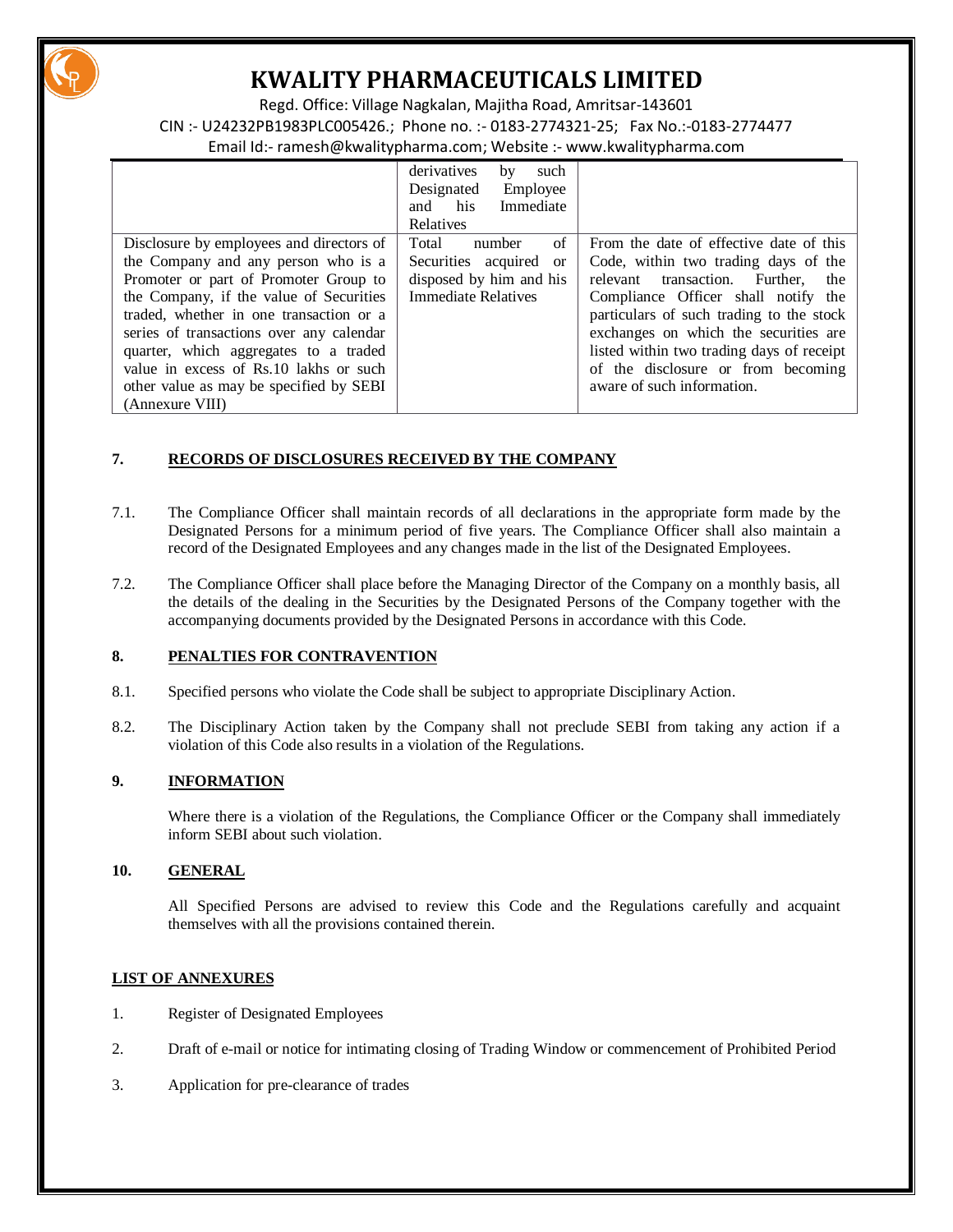| | derivatives by such Designated Employee and his Immediate Relatives | |
|---|---|---|
| Disclosure by employees and directors of the Company and any person who is a Promoter or part of Promoter Group to the Company, if the value of Securities traded, whether in one transaction or a series of transactions over any calendar quarter, which aggregates to a traded value in excess of Rs.10 lakhs or such other value as may be specified by SEBI (Annexure VIII) | Total number of Securities acquired or disposed by him and his Immediate Relatives | From the date of effective date of this Code, within two trading days of the relevant transaction. Further, the Compliance Officer shall notify the particulars of such trading to the stock exchanges on which the securities are listed within two trading days of receipt of the disclosure or from becoming aware of such information. |

## 7. RECORDS OF DISCLOSURES RECEIVED BY THE COMPANY

7.1. The Compliance Officer shall maintain records of all declarations in the appropriate form made by the Designated Persons for a minimum period of five years. The Compliance Officer shall also maintain a record of the Designated Employees and any changes made in the list of the Designated Employees.

7.2. The Compliance Officer shall place before the Managing Director of the Company on a monthly basis, all the details of the dealing in the Securities by the Designated Persons of the Company together with the accompanying documents provided by the Designated Persons in accordance with this Code.

## 8. PENALTIES FOR CONTRAVENTION

8.1. Specified persons who violate the Code shall be subject to appropriate Disciplinary Action.

8.2. The Disciplinary Action taken by the Company shall not preclude SEBI from taking any action if a violation of this Code also results in a violation of the Regulations.

## 9. INFORMATION

Where there is a violation of the Regulations, the Compliance Officer or the Company shall immediately inform SEBI about such violation.

## 10. GENERAL

All Specified Persons are advised to review this Code and the Regulations carefully and acquaint themselves with all the provisions contained therein.

## LIST OF ANNEXURES

1. Register of Designated Employees
2. Draft of e-mail or notice for intimating closing of Trading Window or commencement of Prohibited Period
3. Application for pre-clearance of trades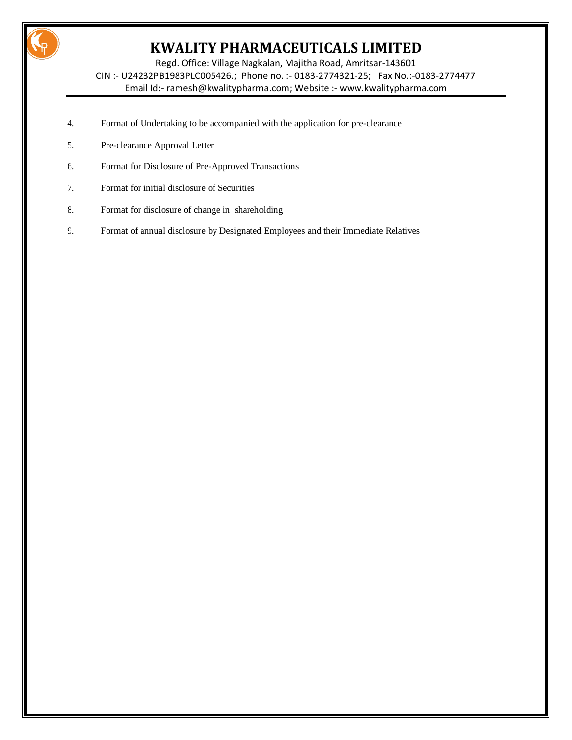4. Format of Undertaking to be accompanied with the application for pre-clearance
5. Pre-clearance Approval Letter
6. Format for Disclosure of Pre-Approved Transactions
7. Format for initial disclosure of Securities
8. Format for disclosure of change in shareholding
9. Format of annual disclosure by Designated Employees and their Immediate Relatives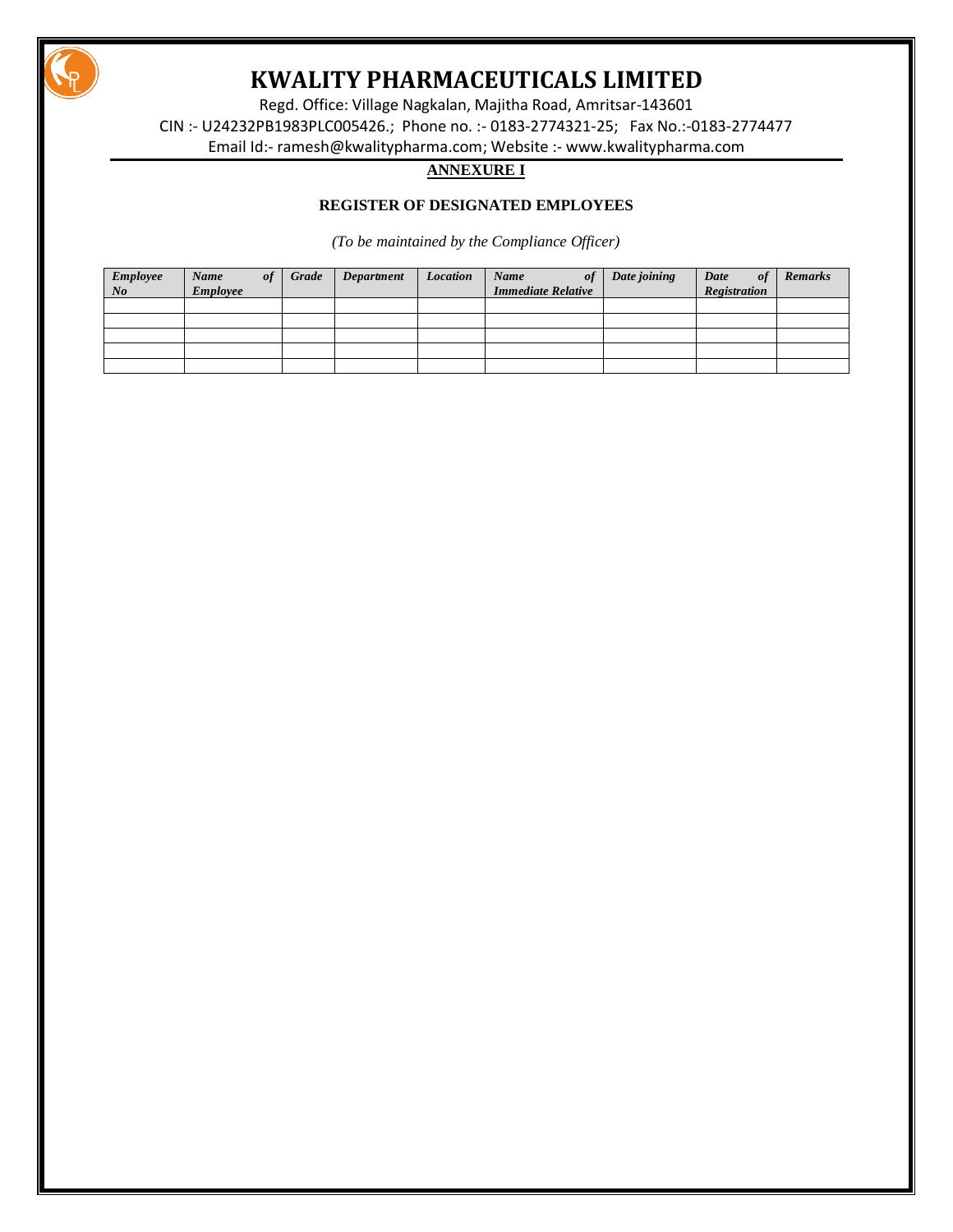# KWALITY PHARMACEUTICALS LIMITED

Regd. Office: Village Nagkalan, Majitha Road, Amritsar-143601

CIN :- U24232PB1983PLC005426.; Phone no. :- 0183-2774321-25; Fax No.:-0183-2774477

Email Id:- ramesh@kwalitypharma.com; Website :- www.kwalitypharma.com

## ANNEXURE I

### REGISTER OF DESIGNATED EMPLOYEES

*(To be maintained by the Compliance Officer)*

| *Employee No* | *Name of Employee* | *Grade* | *Department* | *Location* | *Name of Immediate Relative* | *Date joining* | *Date of Registration* | *Remarks* |
|---|---|---|---|---|---|---|---|---|
| | | | | | | | | |
| | | | | | | | | |
| | | | | | | | | |
| | | | | | | | | |
| | | | | | | | | |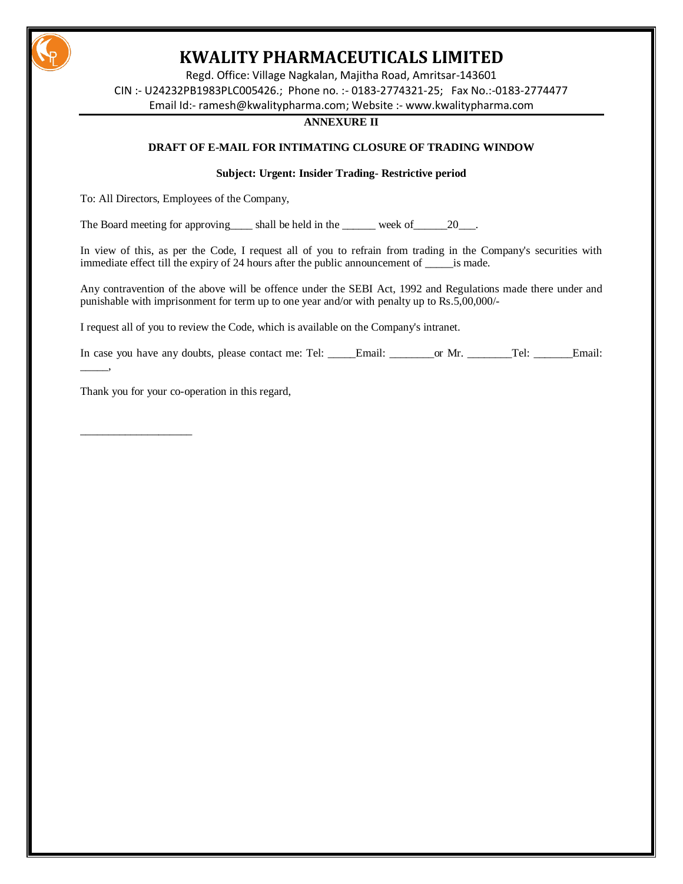# KWALITY PHARMACEUTICALS LIMITED

Regd. Office: Village Nagkalan, Majitha Road, Amritsar-143601

CIN :- U24232PB1983PLC005426.; Phone no. :- 0183-2774321-25; Fax No.:-0183-2774477

Email Id:- ramesh@kwalitypharma.com; Website :- www.kwalitypharma.com

**ANNEXURE II**

**DRAFT OF E-MAIL FOR INTIMATING CLOSURE OF TRADING WINDOW**

**Subject: Urgent: Insider Trading- Restrictive period**

To: All Directors, Employees of the Company,

The Board meeting for approving____ shall be held in the ______ week of______20___.

In view of this, as per the Code, I request all of you to refrain from trading in the Company's securities with immediate effect till the expiry of 24 hours after the public announcement of _____is made.

Any contravention of the above will be offence under the SEBI Act, 1992 and Regulations made there under and punishable with imprisonment for term up to one year and/or with penalty up to Rs.5,00,000/-

I request all of you to review the Code, which is available on the Company's intranet.

In case you have any doubts, please contact me: Tel: _____Email: ________or Mr. ________Tel: _______Email: _____,

Thank you for your co-operation in this regard,

____________________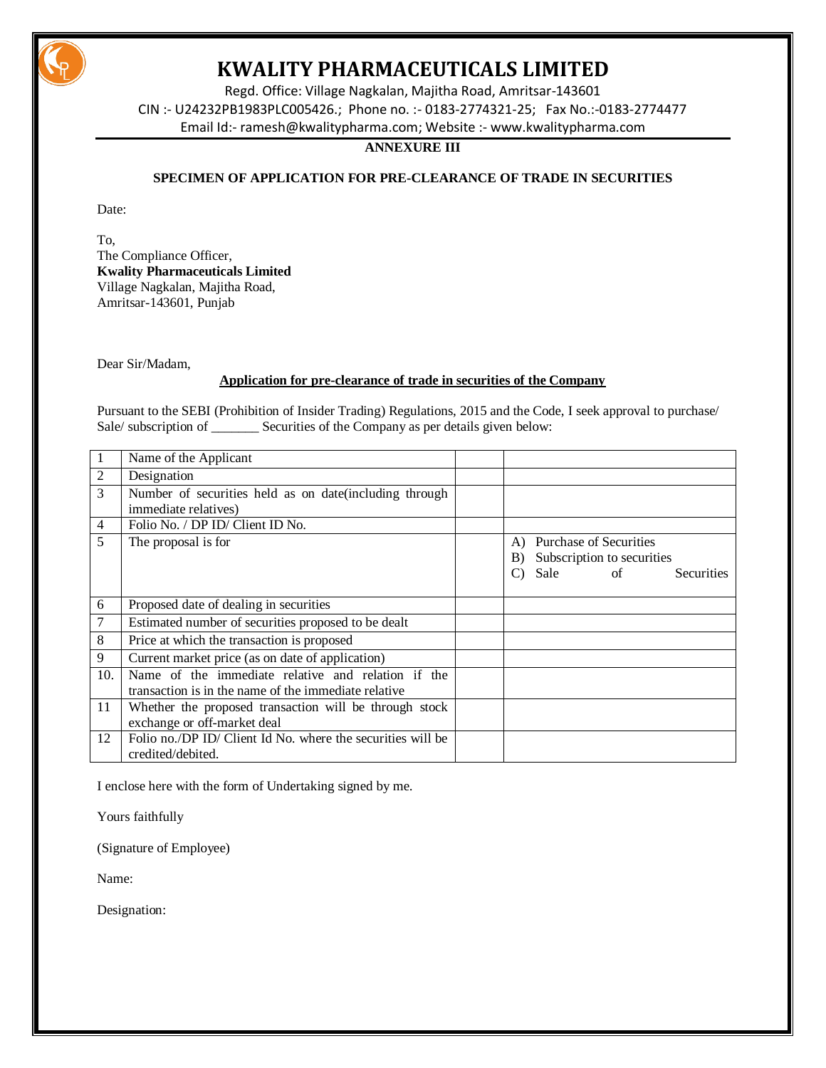# KWALITY PHARMACEUTICALS LIMITED

Regd. Office: Village Nagkalan, Majitha Road, Amritsar-143601

CIN :- U24232PB1983PLC005426.; Phone no. :- 0183-2774321-25; Fax No.:-0183-2774477

Email Id:- ramesh@kwalitypharma.com; Website :- www.kwalitypharma.com

**ANNEXURE III**

**SPECIMEN OF APPLICATION FOR PRE-CLEARANCE OF TRADE IN SECURITIES**

Date:

To,
The Compliance Officer,
**Kwality Pharmaceuticals Limited**
Village Nagkalan, Majitha Road,
Amritsar-143601, Punjab

Dear Sir/Madam,

**Application for pre-clearance of trade in securities of the Company**

Pursuant to the SEBI (Prohibition of Insider Trading) Regulations, 2015 and the Code, I seek approval to purchase/ Sale/ subscription of _______ Securities of the Company as per details given below:

| | | | |
|---|---|---|---|
| 1 | Name of the Applicant | | |
| 2 | Designation | | |
| 3 | Number of securities held as on date(including through immediate relatives) | | |
| 4 | Folio No. / DP ID/ Client ID No. | | |
| 5 | The proposal is for | | A) Purchase of Securities<br>B) Subscription to securities<br>C) Sale of Securities |
| 6 | Proposed date of dealing in securities | | |
| 7 | Estimated number of securities proposed to be dealt | | |
| 8 | Price at which the transaction is proposed | | |
| 9 | Current market price (as on date of application) | | |
| 10. | Name of the immediate relative and relation if the transaction is in the name of the immediate relative | | |
| 11 | Whether the proposed transaction will be through stock exchange or off-market deal | | |
| 12 | Folio no./DP ID/ Client Id No. where the securities will be credited/debited. | | |

I enclose here with the form of Undertaking signed by me.

Yours faithfully

(Signature of Employee)

Name:

Designation: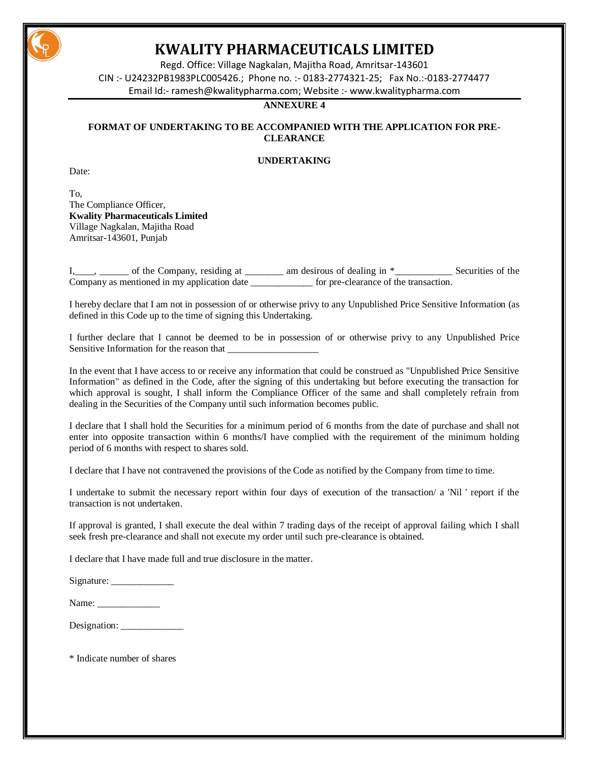# KWALITY PHARMACEUTICALS LIMITED

Regd. Office: Village Nagkalan, Majitha Road, Amritsar-143601

CIN :- U24232PB1983PLC005426.; Phone no. :- 0183-2774321-25; Fax No.:-0183-2774477

Email Id:- ramesh@kwalitypharma.com; Website :- www.kwalitypharma.com

**ANNEXURE 4**

**FORMAT OF UNDERTAKING TO BE ACCOMPANIED WITH THE APPLICATION FOR PRE-CLEARANCE**

**UNDERTAKING**

Date:

To,
The Compliance Officer,
**Kwality Pharmaceuticals Limited**
Village Nagkalan, Majitha Road
Amritsar-143601, Punjab

I,____, ______ of the Company, residing at ________ am desirous of dealing in *___________ Securities of the Company as mentioned in my application date ____________ for pre-clearance of the transaction.

I hereby declare that I am not in possession of or otherwise privy to any Unpublished Price Sensitive Information (as defined in this Code up to the time of signing this Undertaking.

I further declare that I cannot be deemed to be in possession of or otherwise privy to any Unpublished Price Sensitive Information for the reason that __________________

In the event that I have access to or receive any information that could be construed as "Unpublished Price Sensitive Information" as defined in the Code, after the signing of this undertaking but before executing the transaction for which approval is sought, I shall inform the Compliance Officer of the same and shall completely refrain from dealing in the Securities of the Company until such information becomes public.

I declare that I shall hold the Securities for a minimum period of 6 months from the date of purchase and shall not enter into opposite transaction within 6 months/I have complied with the requirement of the minimum holding period of 6 months with respect to shares sold.

I declare that I have not contravened the provisions of the Code as notified by the Company from time to time.

I undertake to submit the necessary report within four days of execution of the transaction/ a 'Nil ' report if the transaction is not undertaken.

If approval is granted, I shall execute the deal within 7 trading days of the receipt of approval failing which I shall seek fresh pre-clearance and shall not execute my order until such pre-clearance is obtained.

I declare that I have made full and true disclosure in the matter.

Signature: _____________

Name: _____________

Designation: _____________

* Indicate number of shares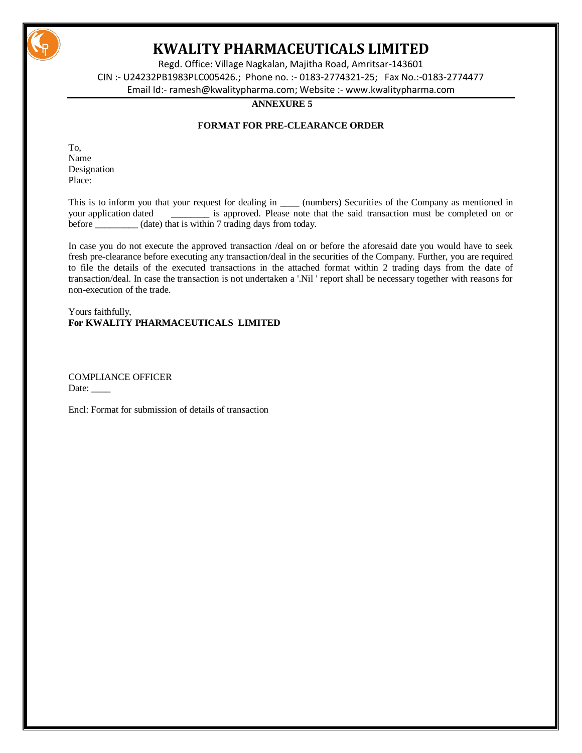# KWALITY PHARMACEUTICALS LIMITED

Regd. Office: Village Nagkalan, Majitha Road, Amritsar-143601

CIN :- U24232PB1983PLC005426.; Phone no. :- 0183-2774321-25; Fax No.:-0183-2774477

Email Id:- ramesh@kwalitypharma.com; Website :- www.kwalitypharma.com

**ANNEXURE 5**

**FORMAT FOR PRE-CLEARANCE ORDER**

To,
Name
Designation
Place:

This is to inform you that your request for dealing in ____ (numbers) Securities of the Company as mentioned in your application dated ________ is approved. Please note that the said transaction must be completed on or before _________ (date) that is within 7 trading days from today.

In case you do not execute the approved transaction /deal on or before the aforesaid date you would have to seek fresh pre-clearance before executing any transaction/deal in the securities of the Company. Further, you are required to file the details of the executed transactions in the attached format within 2 trading days from the date of transaction/deal. In case the transaction is not undertaken a '.Nil ' report shall be necessary together with reasons for non-execution of the trade.

Yours faithfully,
**For KWALITY PHARMACEUTICALS LIMITED**

COMPLIANCE OFFICER
Date: ____

Encl: Format for submission of details of transaction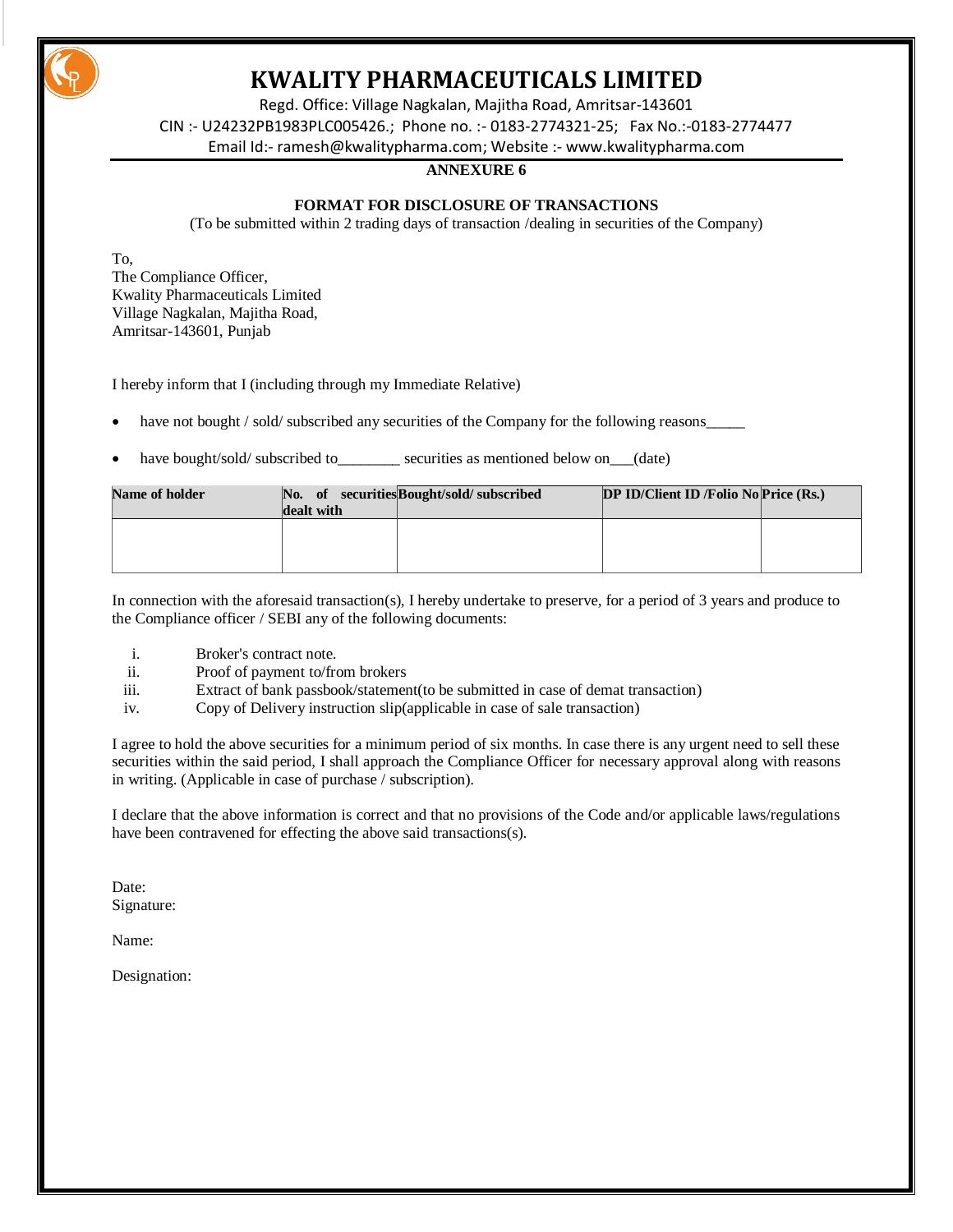# KWALITY PHARMACEUTICALS LIMITED

Regd. Office: Village Nagkalan, Majitha Road, Amritsar-143601

CIN :- U24232PB1983PLC005426.; Phone no. :- 0183-2774321-25; Fax No.:-0183-2774477

Email Id:- ramesh@kwalitypharma.com; Website :- www.kwalitypharma.com

**ANNEXURE 6**

**FORMAT FOR DISCLOSURE OF TRANSACTIONS**

(To be submitted within 2 trading days of transaction /dealing in securities of the Company)

To,
The Compliance Officer,
Kwality Pharmaceuticals Limited
Village Nagkalan, Majitha Road,
Amritsar-143601, Punjab

I hereby inform that I (including through my Immediate Relative)

- have not bought / sold/ subscribed any securities of the Company for the following reasons_____
- have bought/sold/ subscribed to________ securities as mentioned below on___(date)

| Name of holder | No. of securities dealt with | Bought/sold/ subscribed | DP ID/Client ID /Folio No | Price (Rs.) |
|---|---|---|---|---|
| | | | | |

In connection with the aforesaid transaction(s), I hereby undertake to preserve, for a period of 3 years and produce to the Compliance officer / SEBI any of the following documents:

i. Broker's contract note.
ii. Proof of payment to/from brokers
iii. Extract of bank passbook/statement(to be submitted in case of demat transaction)
iv. Copy of Delivery instruction slip(applicable in case of sale transaction)

I agree to hold the above securities for a minimum period of six months. In case there is any urgent need to sell these securities within the said period, I shall approach the Compliance Officer for necessary approval along with reasons in writing. (Applicable in case of purchase / subscription).

I declare that the above information is correct and that no provisions of the Code and/or applicable laws/regulations have been contravened for effecting the above said transactions(s).

Date:
Signature:

Name:

Designation: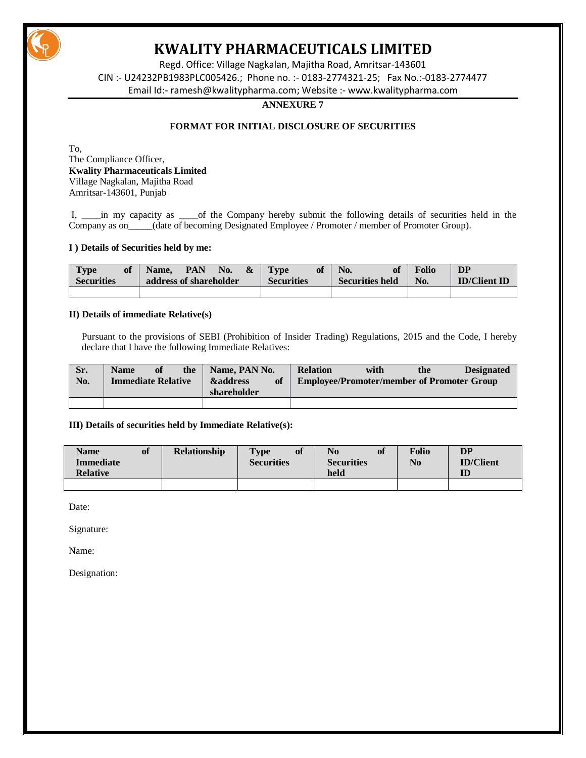# KWALITY PHARMACEUTICALS LIMITED

Regd. Office: Village Nagkalan, Majitha Road, Amritsar-143601

CIN :- U24232PB1983PLC005426.; Phone no. :- 0183-2774321-25; Fax No.:-0183-2774477

Email Id:- ramesh@kwalitypharma.com; Website :- www.kwalitypharma.com

**ANNEXURE 7**

**FORMAT FOR INITIAL DISCLOSURE OF SECURITIES**

To,
The Compliance Officer,
**Kwality Pharmaceuticals Limited**
Village Nagkalan, Majitha Road
Amritsar-143601, Punjab

I, ____in my capacity as ____of the Company hereby submit the following details of securities held in the Company as on_____(date of becoming Designated Employee / Promoter / member of Promoter Group).

**I ) Details of Securities held by me:**

| Type of Securities | Name, PAN No. & address of shareholder | Type of Securities | No. of Securities held | Folio No. | DP ID/Client ID |
|---|---|---|---|---|---|
| | | | | | |

**II) Details of immediate Relative(s)**

Pursuant to the provisions of SEBI (Prohibition of Insider Trading) Regulations, 2015 and the Code, I hereby declare that I have the following Immediate Relatives:

| Sr. No. | Name of the Immediate Relative | Name, PAN No. &address of shareholder | Relation with the Designated Employee/Promoter/member of Promoter Group |
|---|---|---|---|
| | | | |

**III) Details of securities held by Immediate Relative(s):**

| Name of Immediate Relative | Relationship | Type of Securities | No of Securities held | Folio No | DP ID/Client ID |
|---|---|---|---|---|---|
| | | | | | |

Date:

Signature:

Name:

Designation: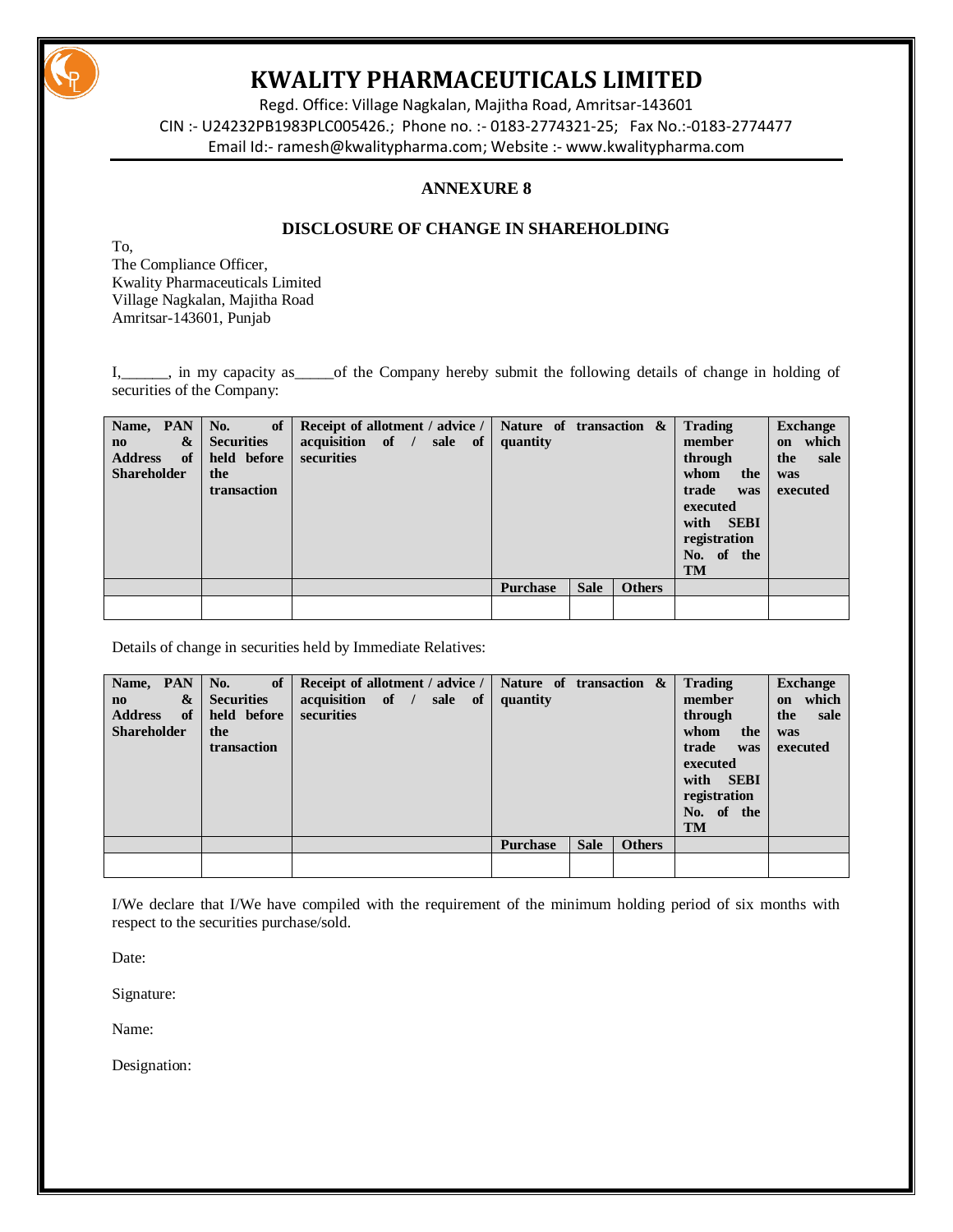# KWALITY PHARMACEUTICALS LIMITED

Regd. Office: Village Nagkalan, Majitha Road, Amritsar-143601
CIN :- U24232PB1983PLC005426.; Phone no. :- 0183-2774321-25; Fax No.:-0183-2774477
Email Id:- ramesh@kwalitypharma.com; Website :- www.kwalitypharma.com

## ANNEXURE 8

### DISCLOSURE OF CHANGE IN SHAREHOLDING

To,
The Compliance Officer,
Kwality Pharmaceuticals Limited
Village Nagkalan, Majitha Road
Amritsar-143601, Punjab

I,______, in my capacity as_____of the Company hereby submit the following details of change in holding of securities of the Company:

| Name, PAN no & Address of Shareholder | No. of Securities held before the transaction | Receipt of allotment / advice / acquisition of / sale of securities | Nature of transaction & quantity | | | Trading member through whom the trade was executed with SEBI registration No. of the TM | Exchange on which the sale was executed |
|---|---|---|---|---|---|---|---|
| | | | Purchase | Sale | Others | | |
| | | | | | | | |

Details of change in securities held by Immediate Relatives:

| Name, PAN no & Address of Shareholder | No. of Securities held before the transaction | Receipt of allotment / advice / acquisition of / sale of securities | Nature of transaction & quantity | | | Trading member through whom the trade was executed with SEBI registration No. of the TM | Exchange on which the sale was executed |
|---|---|---|---|---|---|---|---|
| | | | Purchase | Sale | Others | | |
| | | | | | | | |

I/We declare that I/We have compiled with the requirement of the minimum holding period of six months with respect to the securities purchase/sold.

Date:

Signature:

Name:

Designation: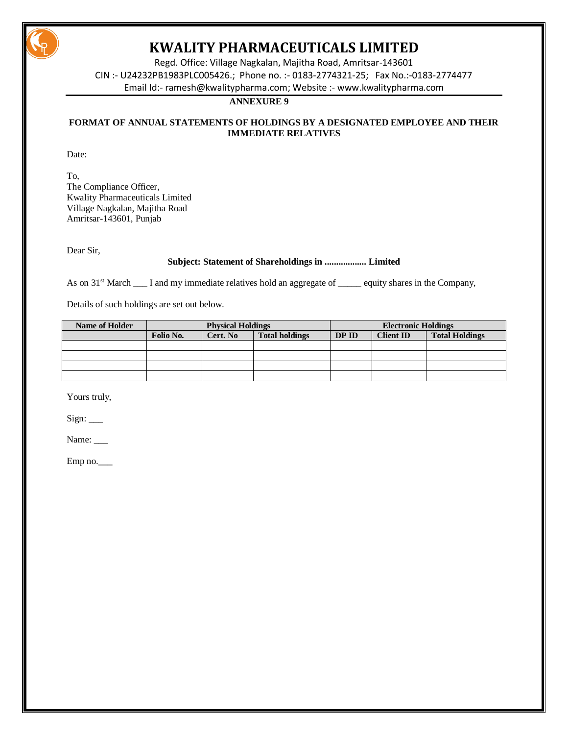# KWALITY PHARMACEUTICALS LIMITED

Regd. Office: Village Nagkalan, Majitha Road, Amritsar-143601

CIN :- U24232PB1983PLC005426.; Phone no. :- 0183-2774321-25; Fax No.:-0183-2774477

Email Id:- ramesh@kwalitypharma.com; Website :- www.kwalitypharma.com

**ANNEXURE 9**

**FORMAT OF ANNUAL STATEMENTS OF HOLDINGS BY A DESIGNATED EMPLOYEE AND THEIR IMMEDIATE RELATIVES**

Date:

To,
The Compliance Officer,
Kwality Pharmaceuticals Limited
Village Nagkalan, Majitha Road
Amritsar-143601, Punjab

Dear Sir,

**Subject: Statement of Shareholdings in .................. Limited**

As on 31st March ___ I and my immediate relatives hold an aggregate of _____ equity shares in the Company,

Details of such holdings are set out below.

| Name of Holder | Physical Holdings | | | Electronic Holdings | | |
|---|---|---|---|---|---|---|
| | Folio No. | Cert. No | Total holdings | DP ID | Client ID | Total Holdings |
| | | | | | | |
| | | | | | | |
| | | | | | | |
| | | | | | | |

Yours truly,

Sign: ___

Name: ___

Emp no.___